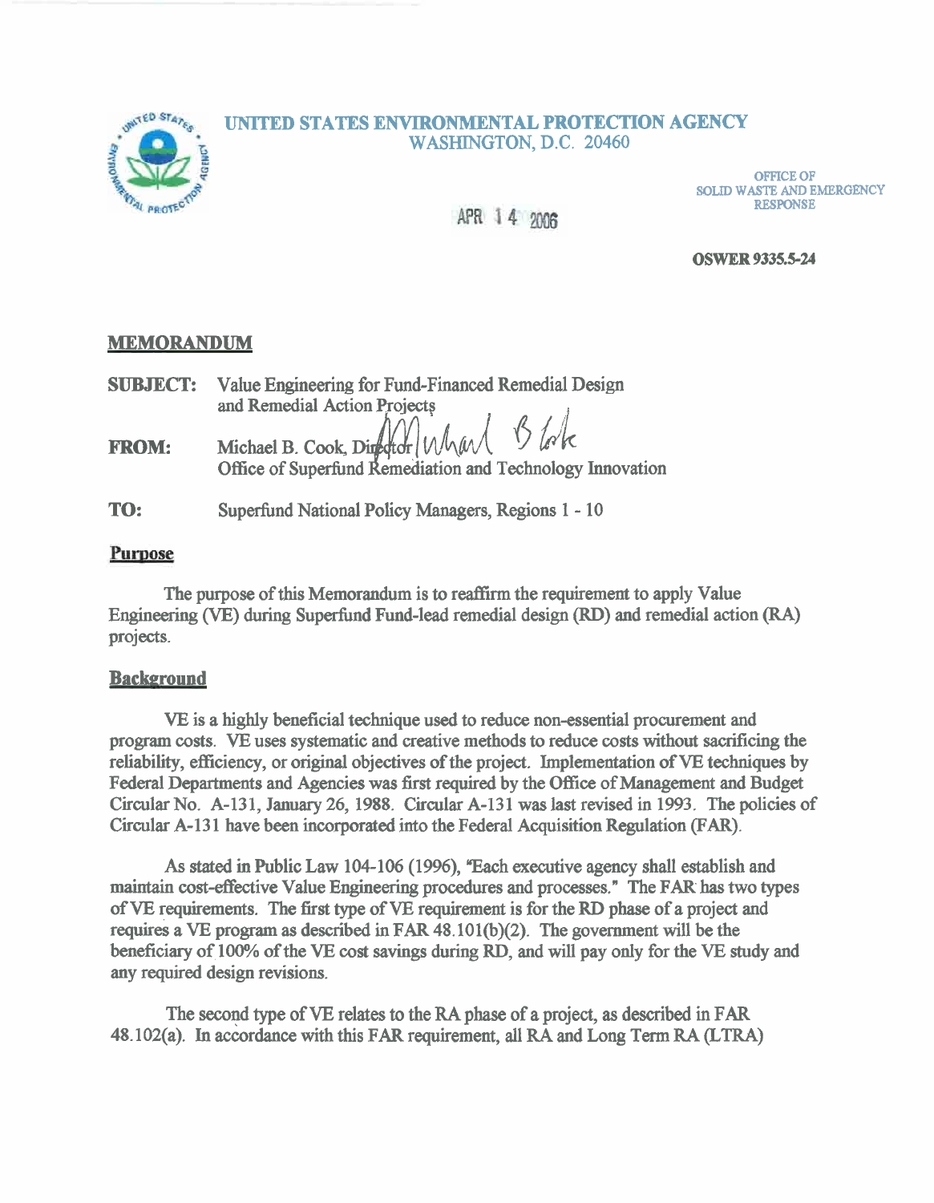# UNITED STATES ENVIRONMENTAL PROTECTION AGENCY

WASHINGTON, D.C. 20460

OFFICE OF SOLID WASTE AND EMERGENCY RESPONSE

APR 14 2006

**OSWER 9335.5-24**

## MEMORANDUM

**SUBJECT:** Value Engineering for Fund-Financed Remedial Design and Remedial Action Projects

**FROM:** Michael B. Cook, Director
Office of Superfund Remediation and Technology Innovation

**TO:** Superfund National Policy Managers, Regions 1 - 10

### Purpose

The purpose of this Memorandum is to reaffirm the requirement to apply Value Engineering (VE) during Superfund Fund-lead remedial design (RD) and remedial action (RA) projects.

### Background

VE is a highly beneficial technique used to reduce non-essential procurement and program costs. VE uses systematic and creative methods to reduce costs without sacrificing the reliability, efficiency, or original objectives of the project. Implementation of VE techniques by Federal Departments and Agencies was first required by the Office of Management and Budget Circular No. A-131, January 26, 1988. Circular A-131 was last revised in 1993. The policies of Circular A-131 have been incorporated into the Federal Acquisition Regulation (FAR).

As stated in Public Law 104-106 (1996), "Each executive agency shall establish and maintain cost-effective Value Engineering procedures and processes." The FAR has two types of VE requirements. The first type of VE requirement is for the RD phase of a project and requires a VE program as described in FAR 48.101(b)(2). The government will be the beneficiary of 100% of the VE cost savings during RD, and will pay only for the VE study and any required design revisions.

The second type of VE relates to the RA phase of a project, as described in FAR 48.102(a). In accordance with this FAR requirement, all RA and Long Term RA (LTRA)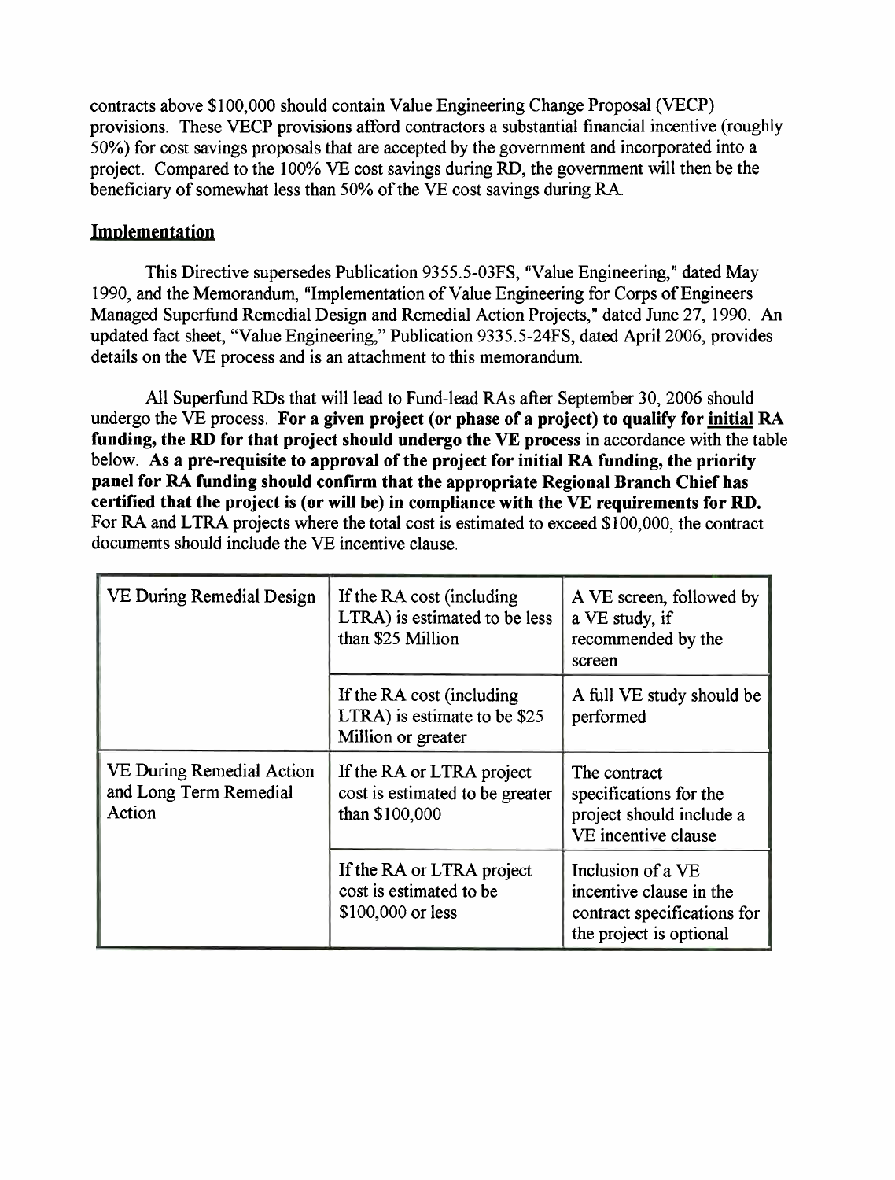contracts above $100,000 should contain Value Engineering Change Proposal (VECP) provisions. These VECP provisions afford contractors a substantial financial incentive (roughly 50%) for cost savings proposals that are accepted by the government and incorporated into a project. Compared to the 100% VE cost savings during RD, the government will then be the beneficiary of somewhat less than 50% of the VE cost savings during RA.

## Implementation

This Directive supersedes Publication 9355.5-03FS, "Value Engineering," dated May 1990, and the Memorandum, "Implementation of Value Engineering for Corps of Engineers Managed Superfund Remedial Design and Remedial Action Projects," dated June 27, 1990. An updated fact sheet, "Value Engineering," Publication 9335.5-24FS, dated April 2006, provides details on the VE process and is an attachment to this memorandum.

All Superfund RDs that will lead to Fund-lead RAs after September 30, 2006 should undergo the VE process. **For a given project (or phase of a project) to qualify for initial RA funding, the RD for that project should undergo the VE process** in accordance with the table below. **As a pre-requisite to approval of the project for initial RA funding, the priority panel for RA funding should confirm that the appropriate Regional Branch Chief has certified that the project is (or will be) in compliance with the VE requirements for RD.** For RA and LTRA projects where the total cost is estimated to exceed $100,000, the contract documents should include the VE incentive clause.

| | | |
|---|---|---|
| VE During Remedial Design | If the RA cost (including LTRA) is estimated to be less than $25 Million | A VE screen, followed by a VE study, if recommended by the screen |
| | If the RA cost (including LTRA) is estimate to be $25 Million or greater | A full VE study should be performed |
| VE During Remedial Action and Long Term Remedial Action | If the RA or LTRA project cost is estimated to be greater than $100,000 | The contract specifications for the project should include a VE incentive clause |
| | If the RA or LTRA project cost is estimated to be $100,000 or less | Inclusion of a VE incentive clause in the contract specifications for the project is optional |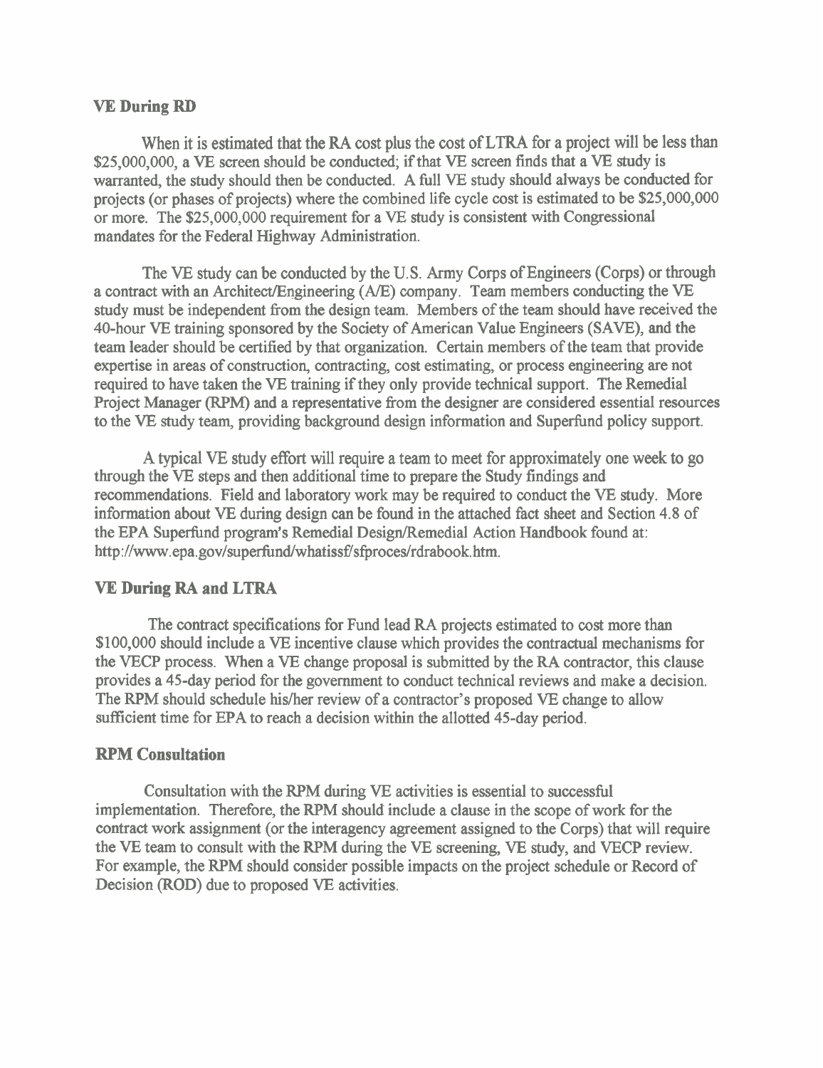## VE During RD

When it is estimated that the RA cost plus the cost of LTRA for a project will be less than \$25,000,000, a VE screen should be conducted; if that VE screen finds that a VE study is warranted, the study should then be conducted. A full VE study should always be conducted for projects (or phases of projects) where the combined life cycle cost is estimated to be \$25,000,000 or more. The \$25,000,000 requirement for a VE study is consistent with Congressional mandates for the Federal Highway Administration.

The VE study can be conducted by the U.S. Army Corps of Engineers (Corps) or through a contract with an Architect/Engineering (A/E) company. Team members conducting the VE study must be independent from the design team. Members of the team should have received the 40-hour VE training sponsored by the Society of American Value Engineers (SAVE), and the team leader should be certified by that organization. Certain members of the team that provide expertise in areas of construction, contracting, cost estimating, or process engineering are not required to have taken the VE training if they only provide technical support. The Remedial Project Manager (RPM) and a representative from the designer are considered essential resources to the VE study team, providing background design information and Superfund policy support.

A typical VE study effort will require a team to meet for approximately one week to go through the VE steps and then additional time to prepare the Study findings and recommendations. Field and laboratory work may be required to conduct the VE study. More information about VE during design can be found in the attached fact sheet and Section 4.8 of the EPA Superfund program's Remedial Design/Remedial Action Handbook found at: http://www.epa.gov/superfund/whatissf/sfproces/rdrabook.htm.

## VE During RA and LTRA

The contract specifications for Fund lead RA projects estimated to cost more than \$100,000 should include a VE incentive clause which provides the contractual mechanisms for the VECP process. When a VE change proposal is submitted by the RA contractor, this clause provides a 45-day period for the government to conduct technical reviews and make a decision. The RPM should schedule his/her review of a contractor's proposed VE change to allow sufficient time for EPA to reach a decision within the allotted 45-day period.

## RPM Consultation

Consultation with the RPM during VE activities is essential to successful implementation. Therefore, the RPM should include a clause in the scope of work for the contract work assignment (or the interagency agreement assigned to the Corps) that will require the VE team to consult with the RPM during the VE screening, VE study, and VECP review. For example, the RPM should consider possible impacts on the project schedule or Record of Decision (ROD) due to proposed VE activities.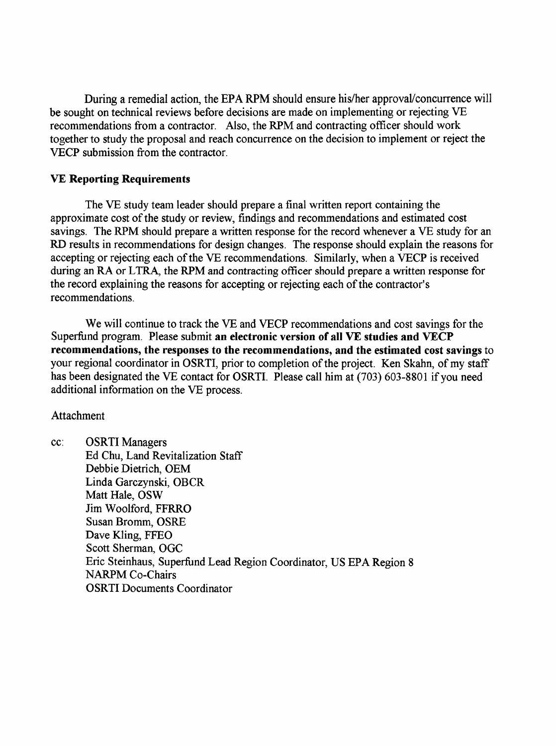During a remedial action, the EPA RPM should ensure his/her approval/concurrence will be sought on technical reviews before decisions are made on implementing or rejecting VE recommendations from a contractor. Also, the RPM and contracting officer should work together to study the proposal and reach concurrence on the decision to implement or reject the VECP submission from the contractor.

**VE Reporting Requirements**

The VE study team leader should prepare a final written report containing the approximate cost of the study or review, findings and recommendations and estimated cost savings. The RPM should prepare a written response for the record whenever a VE study for an RD results in recommendations for design changes. The response should explain the reasons for accepting or rejecting each of the VE recommendations. Similarly, when a VECP is received during an RA or LTRA, the RPM and contracting officer should prepare a written response for the record explaining the reasons for accepting or rejecting each of the contractor's recommendations.

We will continue to track the VE and VECP recommendations and cost savings for the Superfund program. Please submit **an electronic version of all VE studies and VECP recommendations, the responses to the recommendations, and the estimated cost savings** to your regional coordinator in OSRTI, prior to completion of the project. Ken Skahn, of my staff has been designated the VE contact for OSRTI. Please call him at (703) 603-8801 if you need additional information on the VE process.

Attachment

cc: OSRTI Managers
Ed Chu, Land Revitalization Staff
Debbie Dietrich, OEM
Linda Garczynski, OBCR
Matt Hale, OSW
Jim Woolford, FFRRO
Susan Bromm, OSRE
Dave Kling, FFEO
Scott Sherman, OGC
Eric Steinhaus, Superfund Lead Region Coordinator, US EPA Region 8
NARPM Co-Chairs
OSRTI Documents Coordinator